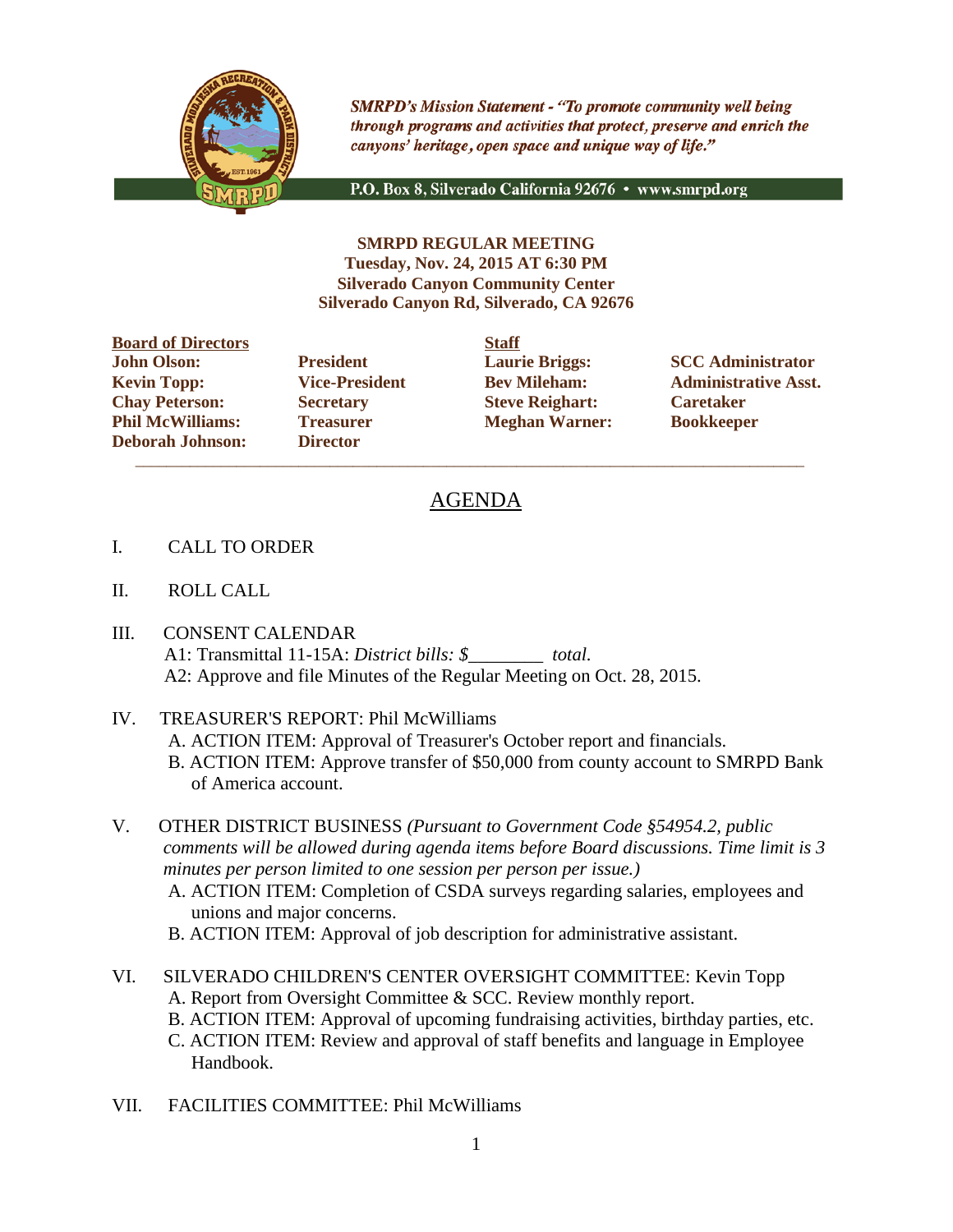*SMRPD's Mission Statement - "To promote community well being through programs and activities that protect, preserve and enrich the canyons' heritage, open space and unique way of life."*

P.O. Box 8, Silverado California 92676 • www.smrpd.org

**SMRPD REGULAR MEETING**
**Tuesday, Nov. 24, 2015 AT 6:30 PM**
**Silverado Canyon Community Center**
**Silverado Canyon Rd, Silverado, CA 92676**

| **Board of Directors** | | **Staff** | |
|---|---|---|---|
| **John Olson:** | **President** | **Laurie Briggs:** | **SCC Administrator** |
| **Kevin Topp:** | **Vice-President** | **Bev Mileham:** | **Administrative Asst.** |
| **Chay Peterson:** | **Secretary** | **Steve Reighart:** | **Caretaker** |
| **Phil McWilliams:** | **Treasurer** | **Meghan Warner:** | **Bookkeeper** |
| **Deborah Johnson:** | **Director** | | |

# AGENDA

I. CALL TO ORDER

II. ROLL CALL

III. CONSENT CALENDAR
A1: Transmittal 11-15A: *District bills: $________ total.*
A2: Approve and file Minutes of the Regular Meeting on Oct. 28, 2015.

IV. TREASURER'S REPORT: Phil McWilliams
A. ACTION ITEM: Approval of Treasurer's October report and financials.
B. ACTION ITEM: Approve transfer of $50,000 from county account to SMRPD Bank of America account.

V. OTHER DISTRICT BUSINESS *(Pursuant to Government Code §54954.2, public comments will be allowed during agenda items before Board discussions. Time limit is 3 minutes per person limited to one session per person per issue.)*
A. ACTION ITEM: Completion of CSDA surveys regarding salaries, employees and unions and major concerns.
B. ACTION ITEM: Approval of job description for administrative assistant.

VI. SILVERADO CHILDREN'S CENTER OVERSIGHT COMMITTEE: Kevin Topp
A. Report from Oversight Committee & SCC. Review monthly report.
B. ACTION ITEM: Approval of upcoming fundraising activities, birthday parties, etc.
C. ACTION ITEM: Review and approval of staff benefits and language in Employee Handbook.

VII. FACILITIES COMMITTEE: Phil McWilliams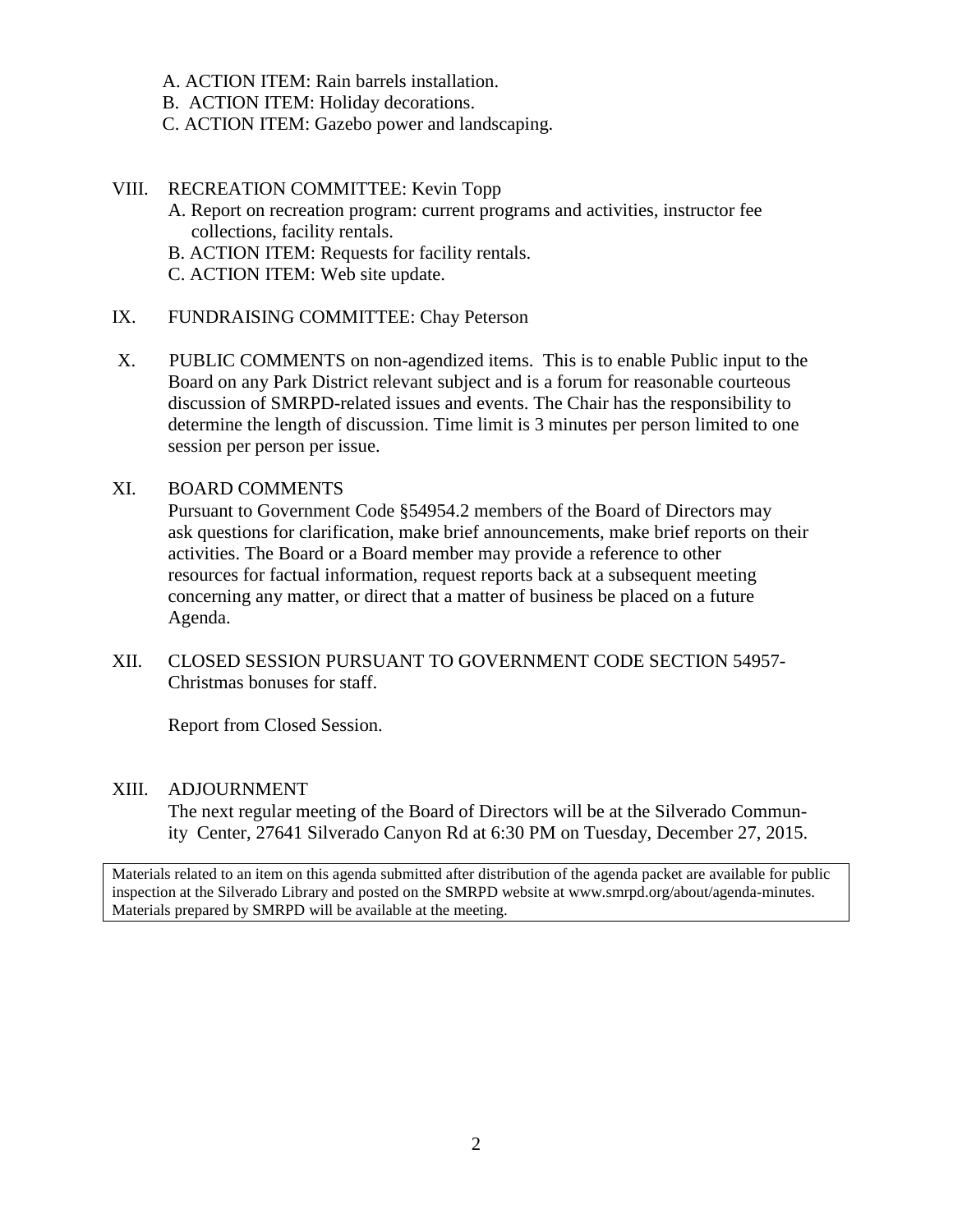A. ACTION ITEM: Rain barrels installation.
B. ACTION ITEM: Holiday decorations.
C. ACTION ITEM: Gazebo power and landscaping.

VIII. RECREATION COMMITTEE: Kevin Topp

A. Report on recreation program: current programs and activities, instructor fee collections, facility rentals.
B. ACTION ITEM: Requests for facility rentals.
C. ACTION ITEM: Web site update.

IX. FUNDRAISING COMMITTEE: Chay Peterson

X. PUBLIC COMMENTS on non-agendized items. This is to enable Public input to the Board on any Park District relevant subject and is a forum for reasonable courteous discussion of SMRPD-related issues and events. The Chair has the responsibility to determine the length of discussion. Time limit is 3 minutes per person limited to one session per person per issue.

XI. BOARD COMMENTS

Pursuant to Government Code §54954.2 members of the Board of Directors may ask questions for clarification, make brief announcements, make brief reports on their activities. The Board or a Board member may provide a reference to other resources for factual information, request reports back at a subsequent meeting concerning any matter, or direct that a matter of business be placed on a future Agenda.

XII. CLOSED SESSION PURSUANT TO GOVERNMENT CODE SECTION 54957- Christmas bonuses for staff.

Report from Closed Session.

XIII. ADJOURNMENT

The next regular meeting of the Board of Directors will be at the Silverado Community Center, 27641 Silverado Canyon Rd at 6:30 PM on Tuesday, December 27, 2015.

Materials related to an item on this agenda submitted after distribution of the agenda packet are available for public inspection at the Silverado Library and posted on the SMRPD website at www.smrpd.org/about/agenda-minutes. Materials prepared by SMRPD will be available at the meeting.